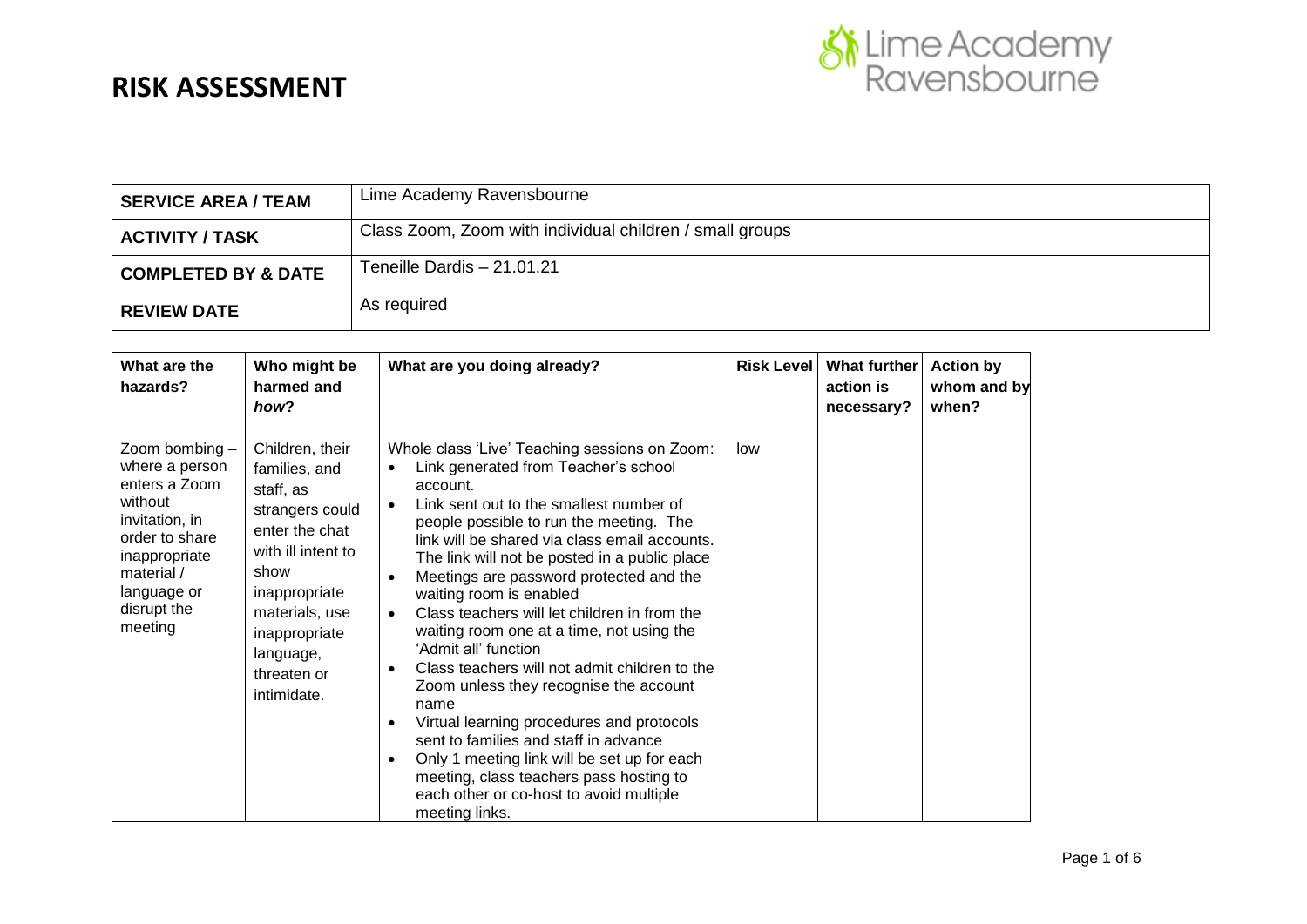# RISK ASSESSMENT

Lime Academy Ravensbourne

| SERVICE AREA / TEAM | Lime Academy Ravensbourne |
| --- | --- |
| ACTIVITY / TASK | Class Zoom, Zoom with individual children / small groups |
| COMPLETED BY & DATE | Teneille Dardis – 21.01.21 |
| REVIEW DATE | As required |

| What are the hazards? | Who might be harmed and *how*? | What are you doing already? | Risk Level | What further action is necessary? | Action by whom and by when? |
| --- | --- | --- | --- | --- | --- |
| Zoom bombing – where a person enters a Zoom without invitation, in order to share inappropriate material / language or disrupt the meeting | Children, their families, and staff, as strangers could enter the chat with ill intent to show inappropriate materials, use inappropriate language, threaten or intimidate. | Whole class 'Live' Teaching sessions on Zoom:<br>• Link generated from Teacher's school account.<br>• Link sent out to the smallest number of people possible to run the meeting. The link will be shared via class email accounts. The link will not be posted in a public place<br>• Meetings are password protected and the waiting room is enabled<br>• Class teachers will let children in from the waiting room one at a time, not using the 'Admit all' function<br>• Class teachers will not admit children to the Zoom unless they recognise the account name<br>• Virtual learning procedures and protocols sent to families and staff in advance<br>• Only 1 meeting link will be set up for each meeting, class teachers pass hosting to each other or co-host to avoid multiple meeting links. | low | | |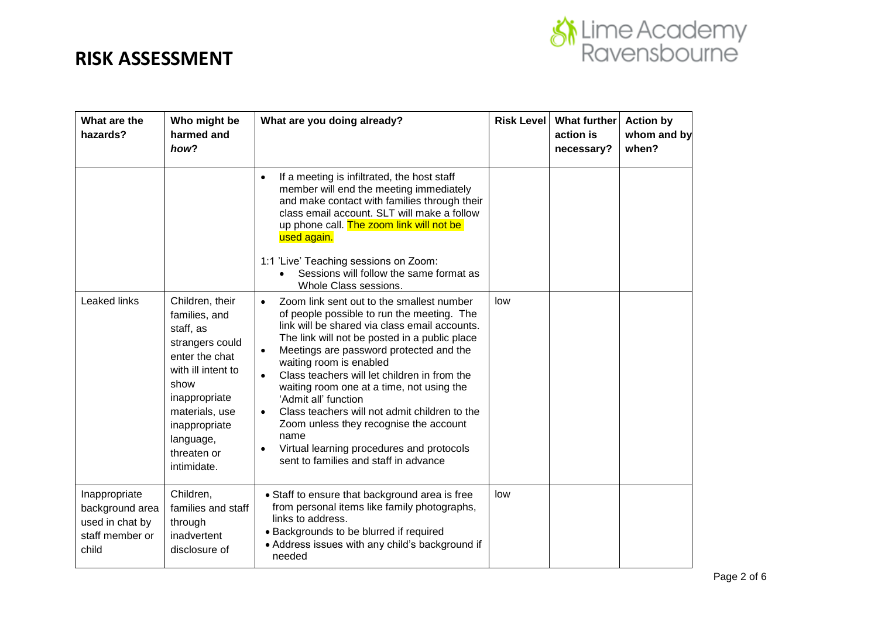# RISK ASSESSMENT

| What are the hazards? | Who might be harmed and *how*? | What are you doing already? | Risk Level | What further action is necessary? | Action by whom and by when? |
|---|---|---|---|---|---|
| | | • If a meeting is infiltrated, the host staff member will end the meeting immediately and make contact with families through their class email account. SLT will make a follow up phone call. The zoom link will not be used again.<br><br>1:1 'Live' Teaching sessions on Zoom:<br>• Sessions will follow the same format as Whole Class sessions. | | | |
| Leaked links | Children, their families, and staff, as strangers could enter the chat with ill intent to show inappropriate materials, use inappropriate language, threaten or intimidate. | • Zoom link sent out to the smallest number of people possible to run the meeting. The link will be shared via class email accounts. The link will not be posted in a public place<br>• Meetings are password protected and the waiting room is enabled<br>• Class teachers will let children in from the waiting room one at a time, not using the 'Admit all' function<br>• Class teachers will not admit children to the Zoom unless they recognise the account name<br>• Virtual learning procedures and protocols sent to families and staff in advance | low | | |
| Inappropriate background area used in chat by staff member or child | Children, families and staff through inadvertent disclosure of | • Staff to ensure that background area is free from personal items like family photographs, links to address.<br>• Backgrounds to be blurred if required<br>• Address issues with any child's background if needed | low | | |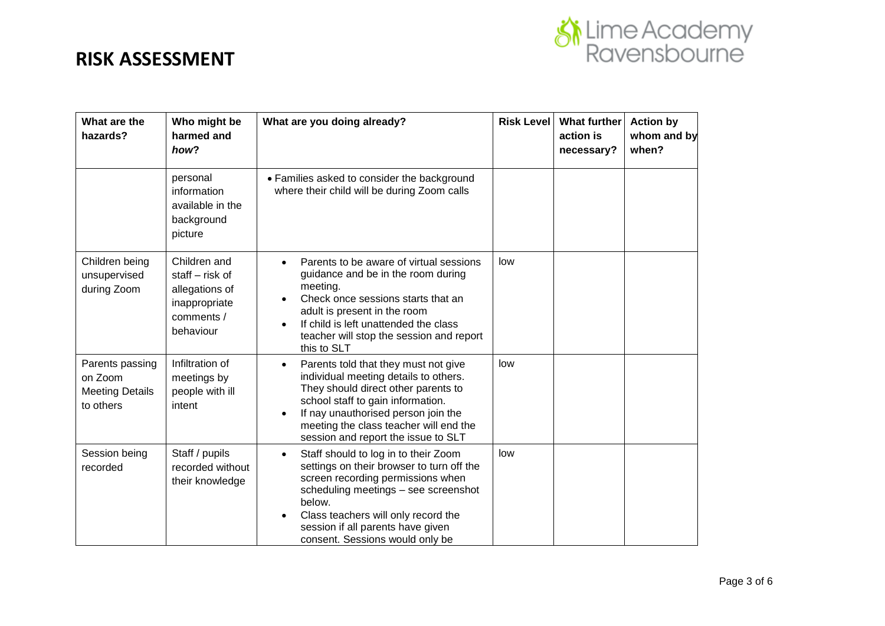# RISK ASSESSMENT

| What are the hazards? | Who might be harmed and *how*? | What are you doing already? | Risk Level | What further action is necessary? | Action by whom and by when? |
|---|---|---|---|---|---|
| | personal information available in the background picture | • Families asked to consider the background where their child will be during Zoom calls | | | |
| Children being unsupervised during Zoom | Children and staff – risk of allegations of inappropriate comments / behaviour | • Parents to be aware of virtual sessions guidance and be in the room during meeting.<br>• Check once sessions starts that an adult is present in the room<br>• If child is left unattended the class teacher will stop the session and report this to SLT | low | | |
| Parents passing on Zoom Meeting Details to others | Infiltration of meetings by people with ill intent | • Parents told that they must not give individual meeting details to others. They should direct other parents to school staff to gain information.<br>• If nay unauthorised person join the meeting the class teacher will end the session and report the issue to SLT | low | | |
| Session being recorded | Staff / pupils recorded without their knowledge | • Staff should to log in to their Zoom settings on their browser to turn off the screen recording permissions when scheduling meetings – see screenshot below.<br>• Class teachers will only record the session if all parents have given consent. Sessions would only be | low | | |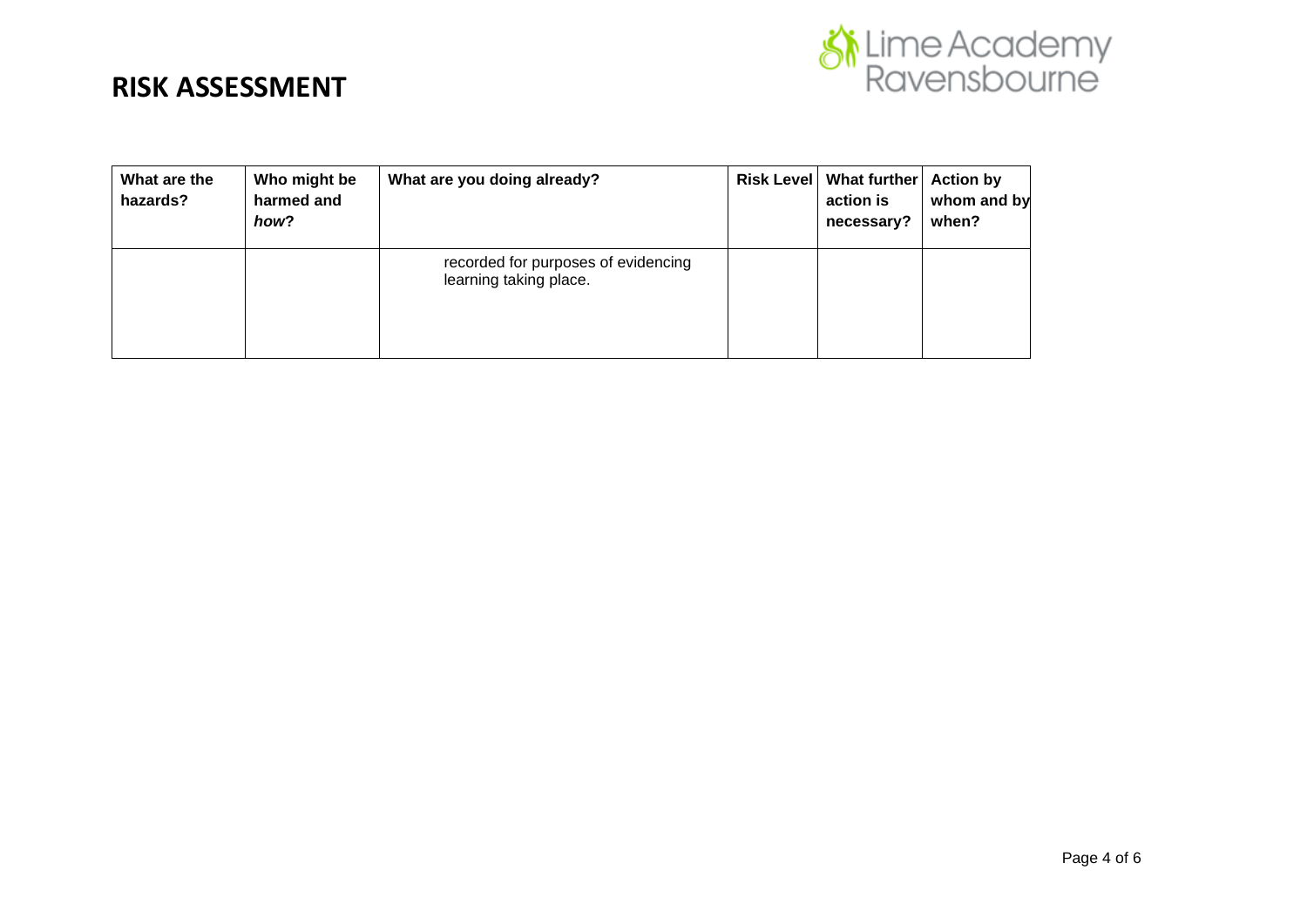# RISK ASSESSMENT

| What are the hazards? | Who might be harmed and *how*? | What are you doing already? | Risk Level | What further action is necessary? | Action by whom and by when? |
|---|---|---|---|---|---|
| | | recorded for purposes of evidencing learning taking place. | | | |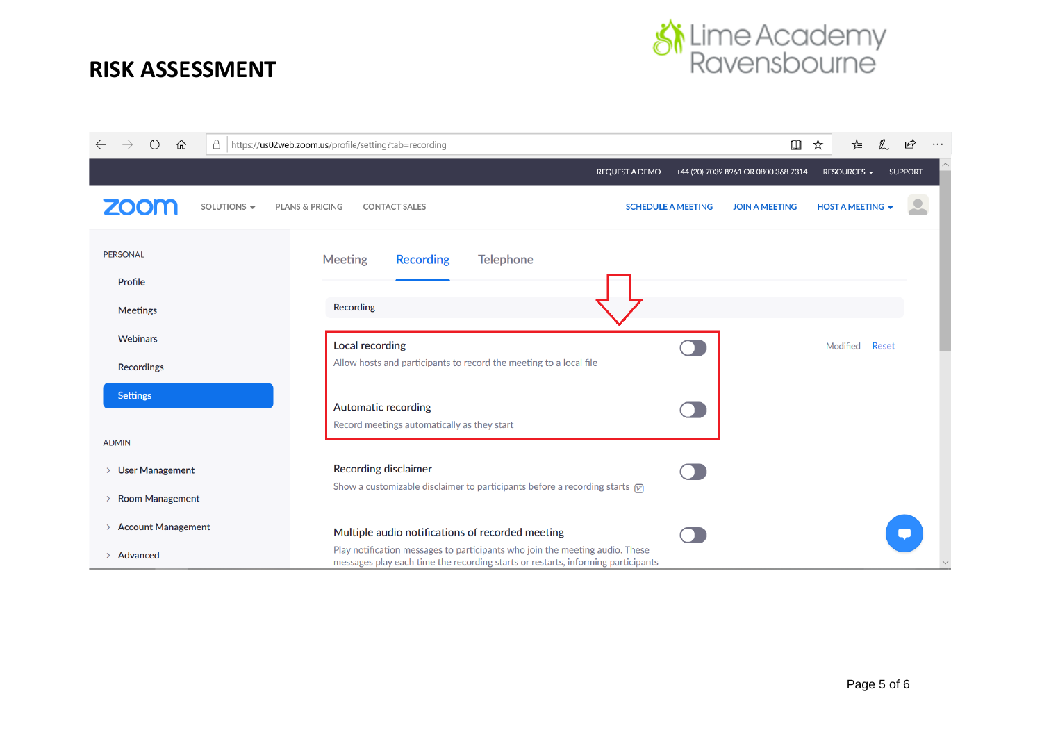# RISK ASSESSMENT

Meeting | **Recording** | Telephone

**Recording**

**Local recording**
Allow hosts and participants to record the meeting to a local file

**Automatic recording**
Record meetings automatically as they start

Modified Reset

**Recording disclaimer**
Show a customizable disclaimer to participants before a recording starts

**Multiple audio notifications of recorded meeting**
Play notification messages to participants who join the meeting audio. These messages play each time the recording starts or restarts, informing participants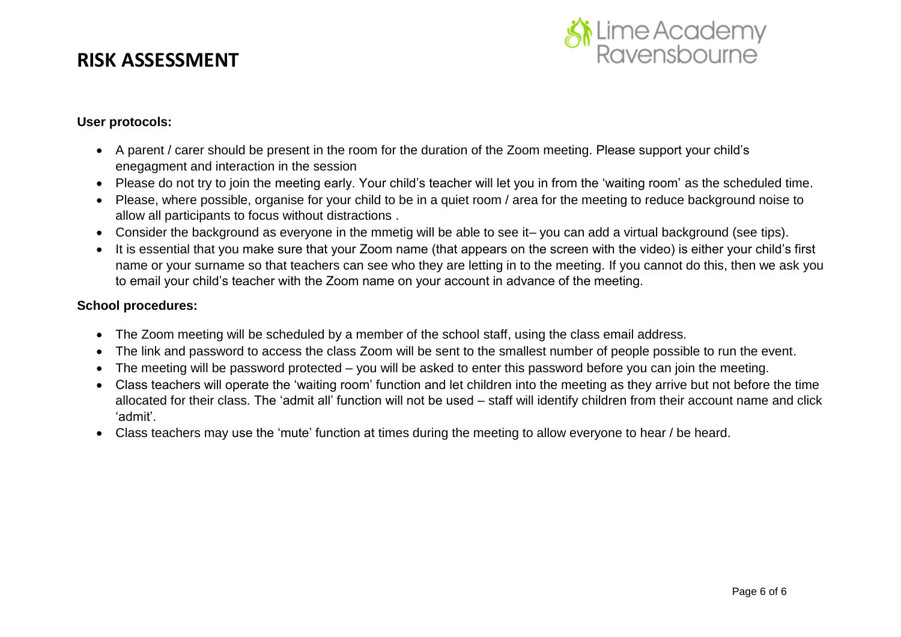# RISK ASSESSMENT

Lime Academy Ravensbourne

**User protocols:**

- A parent / carer should be present in the room for the duration of the Zoom meeting. Please support your child's enegagment and interaction in the session
- Please do not try to join the meeting early. Your child's teacher will let you in from the 'waiting room' as the scheduled time.
- Please, where possible, organise for your child to be in a quiet room / area for the meeting to reduce background noise to allow all participants to focus without distractions .
- Consider the background as everyone in the mmetig will be able to see it– you can add a virtual background (see tips).
- It is essential that you make sure that your Zoom name (that appears on the screen with the video) is either your child's first name or your surname so that teachers can see who they are letting in to the meeting. If you cannot do this, then we ask you to email your child's teacher with the Zoom name on your account in advance of the meeting.

**School procedures:**

- The Zoom meeting will be scheduled by a member of the school staff, using the class email address.
- The link and password to access the class Zoom will be sent to the smallest number of people possible to run the event.
- The meeting will be password protected – you will be asked to enter this password before you can join the meeting.
- Class teachers will operate the 'waiting room' function and let children into the meeting as they arrive but not before the time allocated for their class. The 'admit all' function will not be used – staff will identify children from their account name and click 'admit'.
- Class teachers may use the 'mute' function at times during the meeting to allow everyone to hear / be heard.